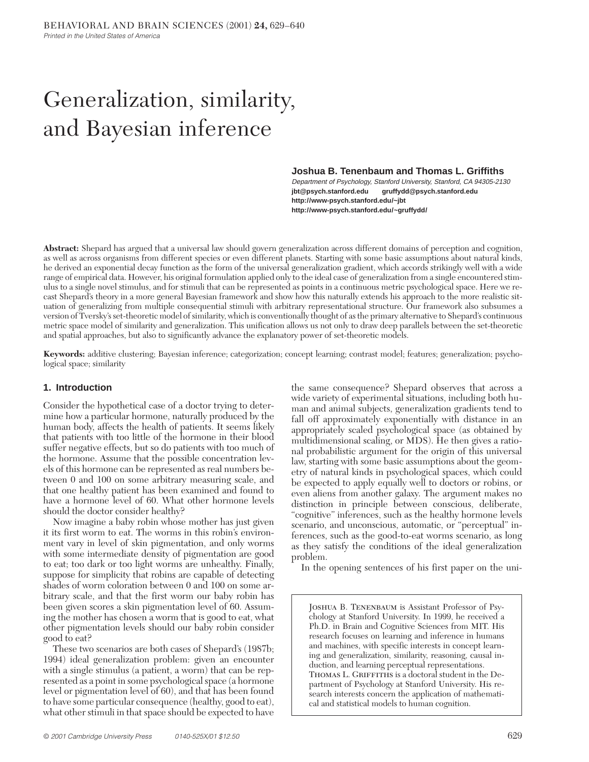# Generalization, similarity, and Bayesian inference

**Joshua B. Tenenbaum and Thomas L. Griffiths**

*Department of Psychology, Stanford University, Stanford, CA 94305-2130*
**jbt@psych.stanford.edu gruffydd@psych.stanford.edu**
**http://www-psych.stanford.edu/~jbt**
**http://www-psych.stanford.edu/~gruffydd/**

**Abstract:** Shepard has argued that a universal law should govern generalization across different domains of perception and cognition, as well as across organisms from different species or even different planets. Starting with some basic assumptions about natural kinds, he derived an exponential decay function as the form of the universal generalization gradient, which accords strikingly well with a wide range of empirical data. However, his original formulation applied only to the ideal case of generalization from a single encountered stimulus to a single novel stimulus, and for stimuli that can be represented as points in a continuous metric psychological space. Here we recast Shepard's theory in a more general Bayesian framework and show how this naturally extends his approach to the more realistic situation of generalizing from multiple consequential stimuli with arbitrary representational structure. Our framework also subsumes a version of Tversky's set-theoretic model of similarity, which is conventionally thought of as the primary alternative to Shepard's continuous metric space model of similarity and generalization. This unification allows us not only to draw deep parallels between the set-theoretic and spatial approaches, but also to significantly advance the explanatory power of set-theoretic models.

**Keywords:** additive clustering; Bayesian inference; categorization; concept learning; contrast model; features; generalization; psychological space; similarity

## 1. Introduction

Consider the hypothetical case of a doctor trying to determine how a particular hormone, naturally produced by the human body, affects the health of patients. It seems likely that patients with too little of the hormone in their blood suffer negative effects, but so do patients with too much of the hormone. Assume that the possible concentration levels of this hormone can be represented as real numbers between 0 and 100 on some arbitrary measuring scale, and that one healthy patient has been examined and found to have a hormone level of 60. What other hormone levels should the doctor consider healthy?

Now imagine a baby robin whose mother has just given it its first worm to eat. The worms in this robin's environment vary in level of skin pigmentation, and only worms with some intermediate density of pigmentation are good to eat; too dark or too light worms are unhealthy. Finally, suppose for simplicity that robins are capable of detecting shades of worm coloration between 0 and 100 on some arbitrary scale, and that the first worm our baby robin has been given scores a skin pigmentation level of 60. Assuming the mother has chosen a worm that is good to eat, what other pigmentation levels should our baby robin consider good to eat?

These two scenarios are both cases of Shepard's (1987b; 1994) ideal generalization problem: given an encounter with a single stimulus (a patient, a worm) that can be represented as a point in some psychological space (a hormone level or pigmentation level of 60), and that has been found to have some particular consequence (healthy, good to eat), what other stimuli in that space should be expected to have the same consequence? Shepard observes that across a wide variety of experimental situations, including both human and animal subjects, generalization gradients tend to fall off approximately exponentially with distance in an appropriately scaled psychological space (as obtained by multidimensional scaling, or MDS). He then gives a rational probabilistic argument for the origin of this universal law, starting with some basic assumptions about the geometry of natural kinds in psychological spaces, which could be expected to apply equally well to doctors or robins, or even aliens from another galaxy. The argument makes no distinction in principle between conscious, deliberate, "cognitive" inferences, such as the healthy hormone levels scenario, and unconscious, automatic, or "perceptual" inferences, such as the good-to-eat worms scenario, as long as they satisfy the conditions of the ideal generalization problem.

In the opening sentences of his first paper on the uni-

Joshua B. Tenenbaum is Assistant Professor of Psychology at Stanford University. In 1999, he received a Ph.D. in Brain and Cognitive Sciences from MIT. His research focuses on learning and inference in humans and machines, with specific interests in concept learning and generalization, similarity, reasoning, causal induction, and learning perceptual representations.

Thomas L. Griffiths is a doctoral student in the Department of Psychology at Stanford University. His research interests concern the application of mathematical and statistical models to human cognition.

© 2001 Cambridge University Press 0140-525X/01 $12.50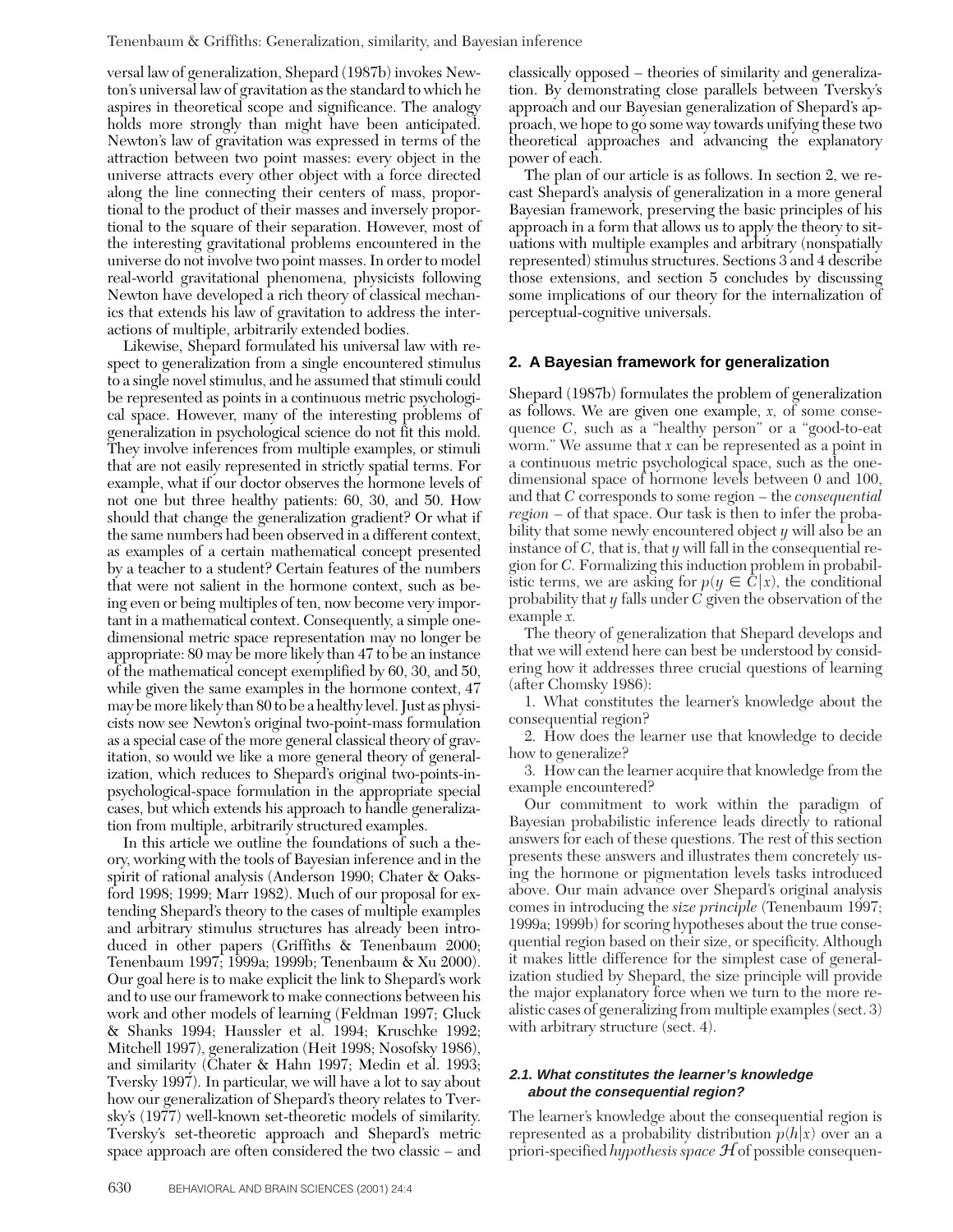versal law of generalization, Shepard (1987b) invokes Newton's universal law of gravitation as the standard to which he aspires in theoretical scope and significance. The analogy holds more strongly than might have been anticipated. Newton's law of gravitation was expressed in terms of the attraction between two point masses: every object in the universe attracts every other object with a force directed along the line connecting their centers of mass, proportional to the product of their masses and inversely proportional to the square of their separation. However, most of the interesting gravitational problems encountered in the universe do not involve two point masses. In order to model real-world gravitational phenomena, physicists following Newton have developed a rich theory of classical mechanics that extends his law of gravitation to address the interactions of multiple, arbitrarily extended bodies.

Likewise, Shepard formulated his universal law with respect to generalization from a single encountered stimulus to a single novel stimulus, and he assumed that stimuli could be represented as points in a continuous metric psychological space. However, many of the interesting problems of generalization in psychological science do not fit this mold. They involve inferences from multiple examples, or stimuli that are not easily represented in strictly spatial terms. For example, what if our doctor observes the hormone levels of not one but three healthy patients: 60, 30, and 50. How should that change the generalization gradient? Or what if the same numbers had been observed in a different context, as examples of a certain mathematical concept presented by a teacher to a student? Certain features of the numbers that were not salient in the hormone context, such as being even or being multiples of ten, now become very important in a mathematical context. Consequently, a simple one-dimensional metric space representation may no longer be appropriate: 80 may be more likely than 47 to be an instance of the mathematical concept exemplified by 60, 30, and 50, while given the same examples in the hormone context, 47 may be more likely than 80 to be a healthy level. Just as physicists now see Newton's original two-point-mass formulation as a special case of the more general classical theory of gravitation, so would we like a more general theory of generalization, which reduces to Shepard's original two-points-in-psychological-space formulation in the appropriate special cases, but which extends his approach to handle generalization from multiple, arbitrarily structured examples.

In this article we outline the foundations of such a theory, working with the tools of Bayesian inference and in the spirit of rational analysis (Anderson 1990; Chater & Oaksford 1998; 1999; Marr 1982). Much of our proposal for extending Shepard's theory to the cases of multiple examples and arbitrary stimulus structures has already been introduced in other papers (Griffiths & Tenenbaum 2000; Tenenbaum 1997; 1999a; 1999b; Tenenbaum & Xu 2000). Our goal here is to make explicit the link to Shepard's work and to use our framework to make connections between his work and other models of learning (Feldman 1997; Gluck & Shanks 1994; Haussler et al. 1994; Kruschke 1992; Mitchell 1997), generalization (Heit 1998; Nosofsky 1986), and similarity (Chater & Hahn 1997; Medin et al. 1993; Tversky 1997). In particular, we will have a lot to say about how our generalization of Shepard's theory relates to Tversky's (1977) well-known set-theoretic models of similarity. Tversky's set-theoretic approach and Shepard's metric space approach are often considered the two classic – and classically opposed – theories of similarity and generalization. By demonstrating close parallels between Tversky's approach and our Bayesian generalization of Shepard's approach, we hope to go some way towards unifying these two theoretical approaches and advancing the explanatory power of each.

The plan of our article is as follows. In section 2, we recast Shepard's analysis of generalization in a more general Bayesian framework, preserving the basic principles of his approach in a form that allows us to apply the theory to situations with multiple examples and arbitrary (nonspatially represented) stimulus structures. Sections 3 and 4 describe those extensions, and section 5 concludes by discussing some implications of our theory for the internalization of perceptual-cognitive universals.

## 2. A Bayesian framework for generalization

Shepard (1987b) formulates the problem of generalization as follows. We are given one example, $x$, of some consequence $C$, such as a "healthy person" or a "good-to-eat worm." We assume that $x$ can be represented as a point in a continuous metric psychological space, such as the one-dimensional space of hormone levels between 0 and 100, and that $C$ corresponds to some region – the *consequential region* – of that space. Our task is then to infer the probability that some newly encountered object $y$ will also be an instance of $C$, that is, that $y$ will fall in the consequential region for $C$. Formalizing this induction problem in probabilistic terms, we are asking for $p(y \in C|x)$, the conditional probability that $y$ falls under $C$ given the observation of the example $x$.

The theory of generalization that Shepard develops and that we will extend here can best be understood by considering how it addresses three crucial questions of learning (after Chomsky 1986):

1. What constitutes the learner's knowledge about the consequential region?

2. How does the learner use that knowledge to decide how to generalize?

3. How can the learner acquire that knowledge from the example encountered?

Our commitment to work within the paradigm of Bayesian probabilistic inference leads directly to rational answers for each of these questions. The rest of this section presents these answers and illustrates them concretely using the hormone or pigmentation levels tasks introduced above. Our main advance over Shepard's original analysis comes in introducing the *size principle* (Tenenbaum 1997; 1999a; 1999b) for scoring hypotheses about the true consequential region based on their size, or specificity. Although it makes little difference for the simplest case of generalization studied by Shepard, the size principle will provide the major explanatory force when we turn to the more realistic cases of generalizing from multiple examples (sect. 3) with arbitrary structure (sect. 4).

### 2.1. What constitutes the learner's knowledge about the consequential region?

The learner's knowledge about the consequential region is represented as a probability distribution $p(h|x)$ over an a priori-specified *hypothesis space* $\mathcal{H}$ of possible consequen-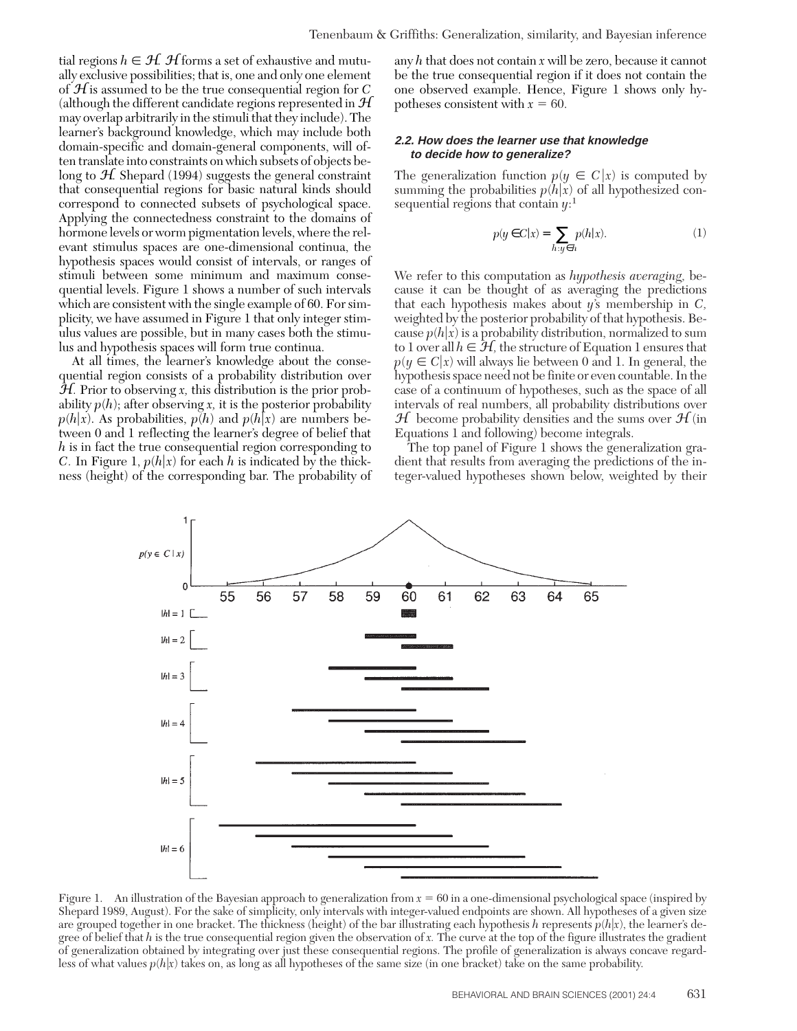tial regions $h \in \mathcal{H}$. $\mathcal{H}$ forms a set of exhaustive and mutually exclusive possibilities; that is, one and only one element of $\mathcal{H}$ is assumed to be the true consequential region for $C$ (although the different candidate regions represented in $\mathcal{H}$ may overlap arbitrarily in the stimuli that they include). The learner's background knowledge, which may include both domain-specific and domain-general components, will often translate into constraints on which subsets of objects belong to $\mathcal{H}$. Shepard (1994) suggests the general constraint that consequential regions for basic natural kinds should correspond to connected subsets of psychological space. Applying the connectedness constraint to the domains of hormone levels or worm pigmentation levels, where the relevant stimulus spaces are one-dimensional continua, the hypothesis spaces would consist of intervals, or ranges of stimuli between some minimum and maximum consequential levels. Figure 1 shows a number of such intervals which are consistent with the single example of 60. For simplicity, we have assumed in Figure 1 that only integer stimulus values are possible, but in many cases both the stimulus and hypothesis spaces will form true continua.

At all times, the learner's knowledge about the consequential region consists of a probability distribution over $\mathcal{H}$. Prior to observing $x$, this distribution is the prior probability $p(h)$; after observing $x$, it is the posterior probability $p(h|x)$. As probabilities, $p(h)$ and $p(h|x)$ are numbers between 0 and 1 reflecting the learner's degree of belief that $h$ is in fact the true consequential region corresponding to $C$. In Figure 1, $p(h|x)$ for each $h$ is indicated by the thickness (height) of the corresponding bar. The probability of any $h$ that does not contain $x$ will be zero, because it cannot be the true consequential region if it does not contain the one observed example. Hence, Figure 1 shows only hypotheses consistent with $x = 60$.

### 2.2. How does the learner use that knowledge to decide how to generalize?

The generalization function $p(y \in C|x)$ is computed by summing the probabilities $p(h|x)$ of all hypothesized consequential regions that contain $y$:[1]

$$p(y \in C|x) = \sum_{h: y \in h} p(h|x). \tag{1}$$

We refer to this computation as *hypothesis averaging*, because it can be thought of as averaging the predictions that each hypothesis makes about $y$'s membership in $C$, weighted by the posterior probability of that hypothesis. Because $p(h|x)$ is a probability distribution, normalized to sum to 1 over all $h \in \mathcal{H}$, the structure of Equation 1 ensures that $p(y \in C|x)$ will always lie between 0 and 1. In general, the hypothesis space need not be finite or even countable. In the case of a continuum of hypotheses, such as the space of all intervals of real numbers, all probability distributions over $\mathcal{H}$ become probability densities and the sums over $\mathcal{H}$ (in Equations 1 and following) become integrals.

The top panel of Figure 1 shows the generalization gradient that results from averaging the predictions of the integer-valued hypotheses shown below, weighted by their

Figure 1. An illustration of the Bayesian approach to generalization from $x = 60$ in a one-dimensional psychological space (inspired by Shepard 1989, August). For the sake of simplicity, only intervals with integer-valued endpoints are shown. All hypotheses of a given size are grouped together in one bracket. The thickness (height) of the bar illustrating each hypothesis $h$ represents $p(h|x)$, the learner's degree of belief that $h$ is the true consequential region given the observation of $x$. The curve at the top of the figure illustrates the gradient of generalization obtained by integrating over just these consequential regions. The profile of generalization is always concave regardless of what values $p(h|x)$ takes on, as long as all hypotheses of the same size (in one bracket) take on the same probability.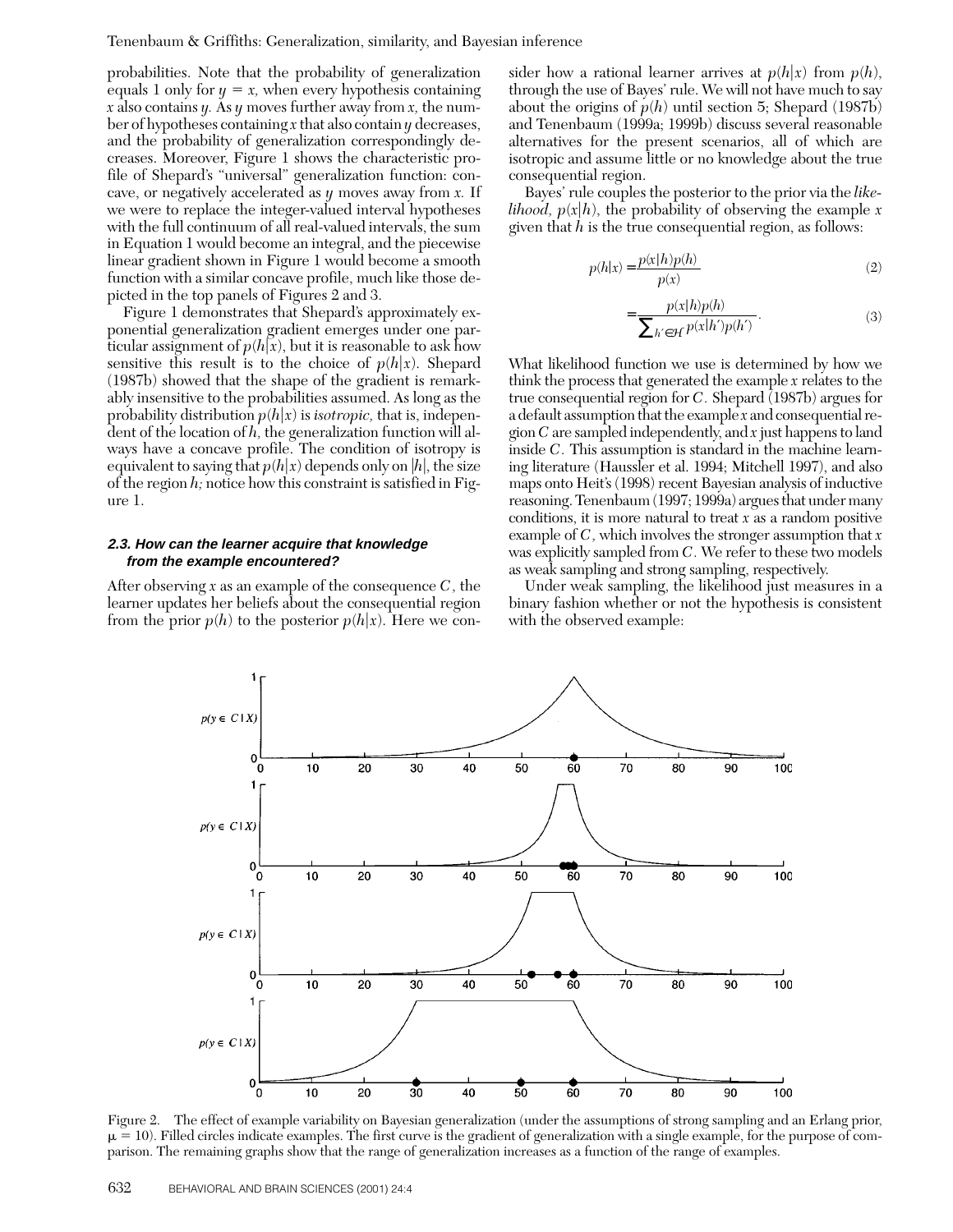probabilities. Note that the probability of generalization equals 1 only for $y = x$, when every hypothesis containing $x$ also contains $y$. As $y$ moves further away from $x$, the number of hypotheses containing $x$ that also contain $y$ decreases, and the probability of generalization correspondingly decreases. Moreover, Figure 1 shows the characteristic profile of Shepard's "universal" generalization function: concave, or negatively accelerated as $y$ moves away from $x$. If we were to replace the integer-valued interval hypotheses with the full continuum of all real-valued intervals, the sum in Equation 1 would become an integral, and the piecewise linear gradient shown in Figure 1 would become a smooth function with a similar concave profile, much like those depicted in the top panels of Figures 2 and 3.

Figure 1 demonstrates that Shepard's approximately exponential generalization gradient emerges under one particular assignment of $p(h|x)$, but it is reasonable to ask how sensitive this result is to the choice of $p(h|x)$. Shepard (1987b) showed that the shape of the gradient is remarkably insensitive to the probabilities assumed. As long as the probability distribution $p(h|x)$ is *isotropic*, that is, independent of the location of $h$, the generalization function will always have a concave profile. The condition of isotropy is equivalent to saying that $p(h|x)$ depends only on $|h|$, the size of the region $h$; notice how this constraint is satisfied in Figure 1.

### 2.3. How can the learner acquire that knowledge from the example encountered?

After observing $x$ as an example of the consequence $C$, the learner updates her beliefs about the consequential region from the prior $p(h)$ to the posterior $p(h|x)$. Here we consider how a rational learner arrives at $p(h|x)$ from $p(h)$, through the use of Bayes' rule. We will not have much to say about the origins of $p(h)$ until section 5; Shepard (1987b) and Tenenbaum (1999a; 1999b) discuss several reasonable alternatives for the present scenarios, all of which are isotropic and assume little or no knowledge about the true consequential region.

Bayes' rule couples the posterior to the prior via the *likelihood*, $p(x|h)$, the probability of observing the example $x$ given that $h$ is the true consequential region, as follows:

$$p(h|x) = \frac{p(x|h)p(h)}{p(x)} \tag{2}$$

$$= \frac{p(x|h)p(h)}{\sum_{h' \in \mathcal{H}} p(x|h')p(h')}. \tag{3}$$

What likelihood function we use is determined by how we think the process that generated the example $x$ relates to the true consequential region for $C$. Shepard (1987b) argues for a default assumption that the example $x$ and consequential region $C$ are sampled independently, and $x$ just happens to land inside $C$. This assumption is standard in the machine learning literature (Haussler et al. 1994; Mitchell 1997), and also maps onto Heit's (1998) recent Bayesian analysis of inductive reasoning. Tenenbaum (1997; 1999a) argues that under many conditions, it is more natural to treat $x$ as a random positive example of $C$, which involves the stronger assumption that $x$ was explicitly sampled from $C$. We refer to these two models as weak sampling and strong sampling, respectively.

Under weak sampling, the likelihood just measures in a binary fashion whether or not the hypothesis is consistent with the observed example:

Figure 2. The effect of example variability on Bayesian generalization (under the assumptions of strong sampling and an Erlang prior, $\mu = 10$). Filled circles indicate examples. The first curve is the gradient of generalization with a single example, for the purpose of comparison. The remaining graphs show that the range of generalization increases as a function of the range of examples.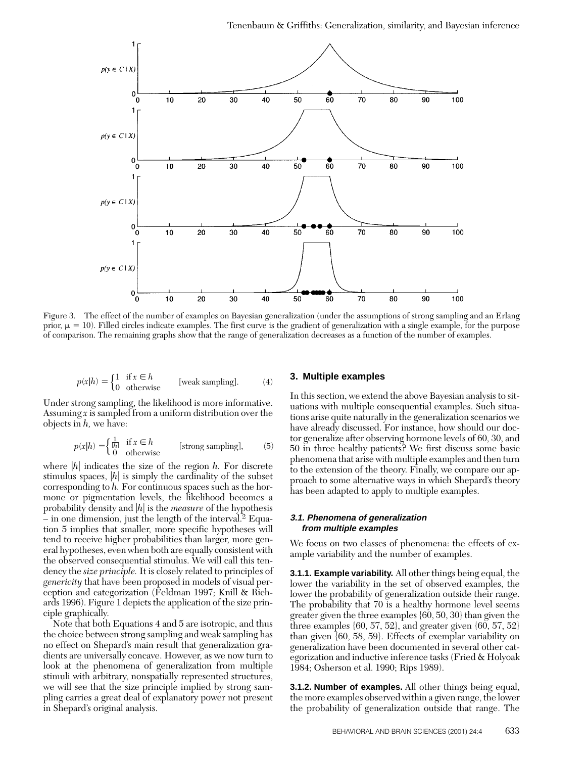Figure 3. The effect of the number of examples on Bayesian generalization (under the assumptions of strong sampling and an Erlang prior, $\mu = 10$). Filled circles indicate examples. The first curve is the gradient of generalization with a single example, for the purpose of comparison. The remaining graphs show that the range of generalization decreases as a function of the number of examples.

$$p(x|h) = \begin{cases} 1 & \text{if } x \in h \\ 0 & \text{otherwise} \end{cases} \qquad \text{[weak sampling].} \qquad (4)$$

Under strong sampling, the likelihood is more informative. Assuming $x$ is sampled from a uniform distribution over the objects in $h$, we have:

$$p(x|h) = \begin{cases} \frac{1}{|h|} & \text{if } x \in h \\ 0 & \text{otherwise} \end{cases} \qquad \text{[strong sampling],} \qquad (5)$$

where $|h|$ indicates the size of the region $h$. For discrete stimulus spaces, $|h|$ is simply the cardinality of the subset corresponding to $h$. For continuous spaces such as the hormone or pigmentation levels, the likelihood becomes a probability density and $|h|$ is the *measure* of the hypothesis – in one dimension, just the length of the interval.[2] Equation 5 implies that smaller, more specific hypotheses will tend to receive higher probabilities than larger, more general hypotheses, even when both are equally consistent with the observed consequential stimulus. We will call this tendency the *size principle.* It is closely related to principles of *genericity* that have been proposed in models of visual perception and categorization (Feldman 1997; Knill & Richards 1996). Figure 1 depicts the application of the size principle graphically.

Note that both Equations 4 and 5 are isotropic, and thus the choice between strong sampling and weak sampling has no effect on Shepard's main result that generalization gradients are universally concave. However, as we now turn to look at the phenomena of generalization from multiple stimuli with arbitrary, nonspatially represented structures, we will see that the size principle implied by strong sampling carries a great deal of explanatory power not present in Shepard's original analysis.

## 3. Multiple examples

In this section, we extend the above Bayesian analysis to situations with multiple consequential examples. Such situations arise quite naturally in the generalization scenarios we have already discussed. For instance, how should our doctor generalize after observing hormone levels of 60, 30, and 50 in three healthy patients? We first discuss some basic phenomena that arise with multiple examples and then turn to the extension of the theory. Finally, we compare our approach to some alternative ways in which Shepard's theory has been adapted to apply to multiple examples.

### 3.1. Phenomena of generalization from multiple examples

We focus on two classes of phenomena: the effects of example variability and the number of examples.

**3.1.1. Example variability.** All other things being equal, the lower the variability in the set of observed examples, the lower the probability of generalization outside their range. The probability that 70 is a healthy hormone level seems greater given the three examples {60, 50, 30} than given the three examples {60, 57, 52}, and greater given {60, 57, 52} than given {60, 58, 59}. Effects of exemplar variability on generalization have been documented in several other categorization and inductive inference tasks (Fried & Holyoak 1984; Osherson et al. 1990; Rips 1989).

**3.1.2. Number of examples.** All other things being equal, the more examples observed within a given range, the lower the probability of generalization outside that range. The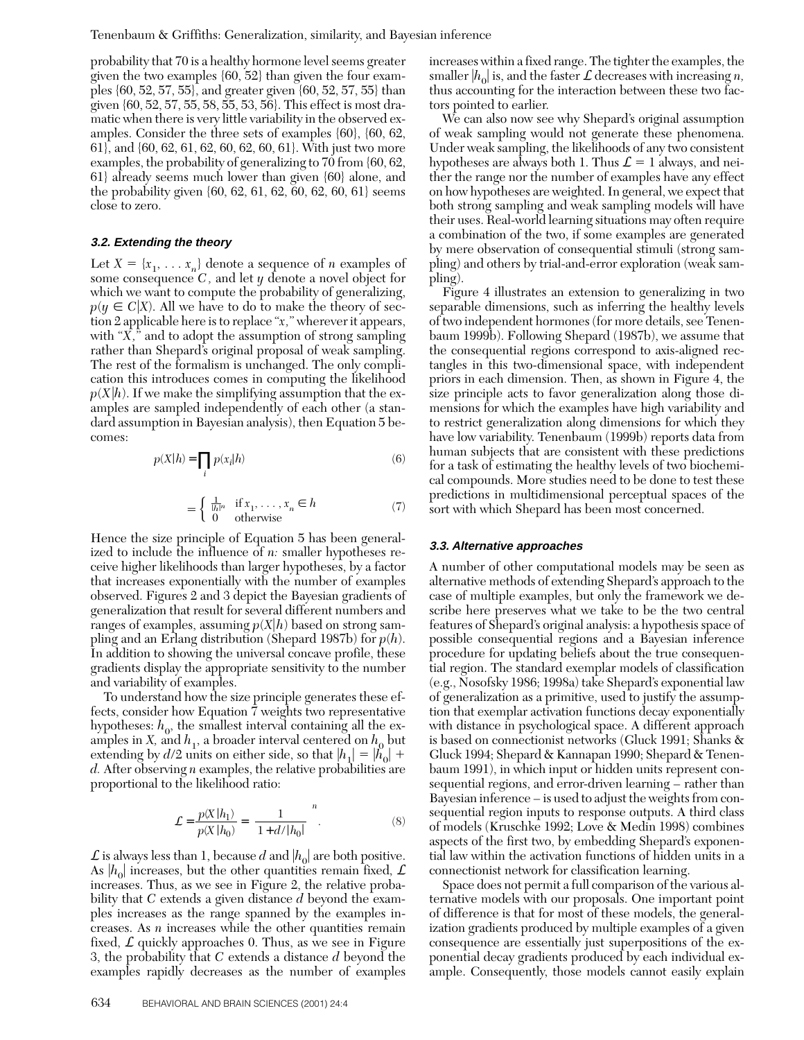probability that 70 is a healthy hormone level seems greater given the two examples {60, 52} than given the four examples {60, 52, 57, 55}, and greater given {60, 52, 57, 55} than given {60, 52, 57, 55, 58, 55, 53, 56}. This effect is most dramatic when there is very little variability in the observed examples. Consider the three sets of examples {60}, {60, 62, 61}, and {60, 62, 61, 62, 60, 62, 60, 61}. With just two more examples, the probability of generalizing to 70 from {60, 62, 61} already seems much lower than given {60} alone, and the probability given {60, 62, 61, 62, 60, 62, 60, 61} seems close to zero.

### 3.2. Extending the theory

Let $X = \{x_1, \ldots x_n\}$ denote a sequence of $n$ examples of some consequence $C$, and let $y$ denote a novel object for which we want to compute the probability of generalizing, $p(y \in C|X)$. All we have to do to make the theory of section 2 applicable here is to replace "$x$," wherever it appears, with "$X$," and to adopt the assumption of strong sampling rather than Shepard's original proposal of weak sampling. The rest of the formalism is unchanged. The only complication this introduces comes in computing the likelihood $p(X|h)$. If we make the simplifying assumption that the examples are sampled independently of each other (a standard assumption in Bayesian analysis), then Equation 5 becomes:

$$p(X|h) = \prod_i p(x_i|h) \tag{6}$$

$$= \begin{cases} \frac{1}{|h|^n} & \text{if } x_1, \ldots, x_n \in h \\ 0 & \text{otherwise} \end{cases} \tag{7}$$

Hence the size principle of Equation 5 has been generalized to include the influence of $n$: smaller hypotheses receive higher likelihoods than larger hypotheses, by a factor that increases exponentially with the number of examples observed. Figures 2 and 3 depict the Bayesian gradients of generalization that result for several different numbers and ranges of examples, assuming $p(X|h)$ based on strong sampling and an Erlang distribution (Shepard 1987b) for $p(h)$. In addition to showing the universal concave profile, these gradients display the appropriate sensitivity to the number and variability of examples.

To understand how the size principle generates these effects, consider how Equation 7 weights two representative hypotheses: $h_0$, the smallest interval containing all the examples in $X$, and $h_1$, a broader interval centered on $h_0$ but extending by $d/2$ units on either side, so that $|h_1| = |h_0| + d$. After observing $n$ examples, the relative probabilities are proportional to the likelihood ratio:

$$\mathcal{L} = \frac{p(X|h_1)}{p(X|h_0)} = \left[\frac{1}{1 + d/|h_0|}\right]^n. \tag{8}$$

$\mathcal{L}$ is always less than 1, because $d$ and $|h_0|$ are both positive. As $|h_0|$ increases, but the other quantities remain fixed, $\mathcal{L}$ increases. Thus, as we see in Figure 2, the relative probability that $C$ extends a given distance $d$ beyond the examples increases as the range spanned by the examples increases. As $n$ increases while the other quantities remain fixed, $\mathcal{L}$ quickly approaches 0. Thus, as we see in Figure 3, the probability that $C$ extends a distance $d$ beyond the examples rapidly decreases as the number of examples increases within a fixed range. The tighter the examples, the smaller $|h_0|$ is, and the faster $\mathcal{L}$ decreases with increasing $n$, thus accounting for the interaction between these two factors pointed to earlier.

We can also now see why Shepard's original assumption of weak sampling would not generate these phenomena. Under weak sampling, the likelihoods of any two consistent hypotheses are always both 1. Thus $\mathcal{L} = 1$ always, and neither the range nor the number of examples have any effect on how hypotheses are weighted. In general, we expect that both strong sampling and weak sampling models will have their uses. Real-world learning situations may often require a combination of the two, if some examples are generated by mere observation of consequential stimuli (strong sampling) and others by trial-and-error exploration (weak sampling).

Figure 4 illustrates an extension to generalizing in two separable dimensions, such as inferring the healthy levels of two independent hormones (for more details, see Tenenbaum 1999b). Following Shepard (1987b), we assume that the consequential regions correspond to axis-aligned rectangles in this two-dimensional space, with independent priors in each dimension. Then, as shown in Figure 4, the size principle acts to favor generalization along those dimensions for which the examples have high variability and to restrict generalization along dimensions for which they have low variability. Tenenbaum (1999b) reports data from human subjects that are consistent with these predictions for a task of estimating the healthy levels of two biochemical compounds. More studies need to be done to test these predictions in multidimensional perceptual spaces of the sort with which Shepard has been most concerned.

### 3.3. Alternative approaches

A number of other computational models may be seen as alternative methods of extending Shepard's approach to the case of multiple examples, but only the framework we describe here preserves what we take to be the two central features of Shepard's original analysis: a hypothesis space of possible consequential regions and a Bayesian inference procedure for updating beliefs about the true consequential region. The standard exemplar models of classification (e.g., Nosofsky 1986; 1998a) take Shepard's exponential law of generalization as a primitive, used to justify the assumption that exemplar activation functions decay exponentially with distance in psychological space. A different approach is based on connectionist networks (Gluck 1991; Shanks & Gluck 1994; Shepard & Kannapan 1990; Shepard & Tenenbaum 1991), in which input or hidden units represent consequential regions, and error-driven learning – rather than Bayesian inference – is used to adjust the weights from consequential region inputs to response outputs. A third class of models (Kruschke 1992; Love & Medin 1998) combines aspects of the first two, by embedding Shepard's exponential law within the activation functions of hidden units in a connectionist network for classification learning.

Space does not permit a full comparison of the various alternative models with our proposals. One important point of difference is that for most of these models, the generalization gradients produced by multiple examples of a given consequence are essentially just superpositions of the exponential decay gradients produced by each individual example. Consequently, those models cannot easily explain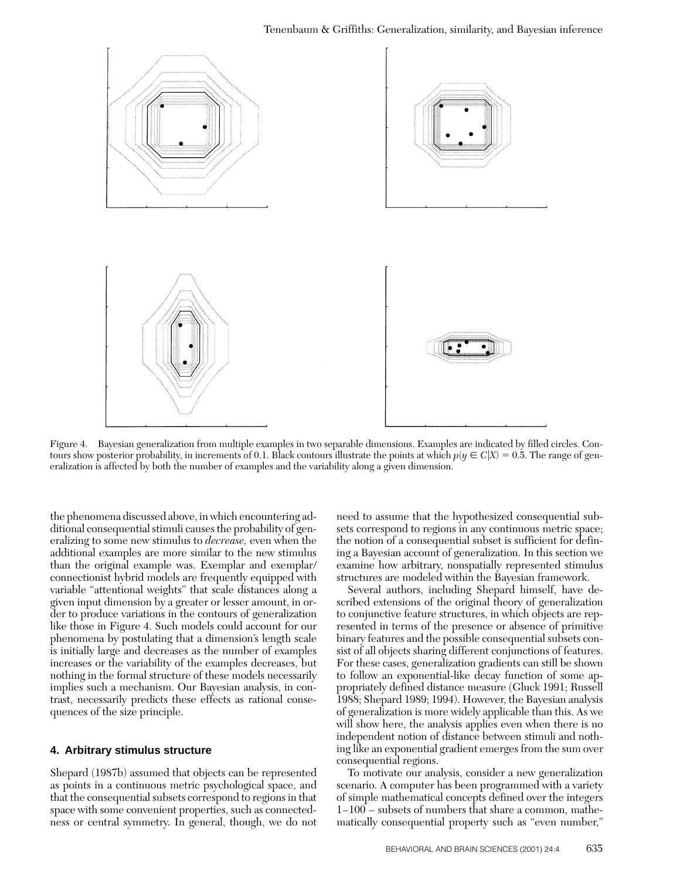Figure 4. Bayesian generalization from multiple examples in two separable dimensions. Examples are indicated by filled circles. Contours show posterior probability, in increments of 0.1. Black contours illustrate the points at which $p(y \in C|X) = 0.5$. The range of generalization is affected by both the number of examples and the variability along a given dimension.

the phenomena discussed above, in which encountering additional consequential stimuli causes the probability of generalizing to some new stimulus to *decrease,* even when the additional examples are more similar to the new stimulus than the original example was. Exemplar and exemplar/connectionist hybrid models are frequently equipped with variable "attentional weights" that scale distances along a given input dimension by a greater or lesser amount, in order to produce variations in the contours of generalization like those in Figure 4. Such models could account for our phenomena by postulating that a dimension's length scale is initially large and decreases as the number of examples increases or the variability of the examples decreases, but nothing in the formal structure of these models necessarily implies such a mechanism. Our Bayesian analysis, in contrast, necessarily predicts these effects as rational consequences of the size principle.

## 4. Arbitrary stimulus structure

Shepard (1987b) assumed that objects can be represented as points in a continuous metric psychological space, and that the consequential subsets correspond to regions in that space with some convenient properties, such as connectedness or central symmetry. In general, though, we do not need to assume that the hypothesized consequential subsets correspond to regions in any continuous metric space; the notion of a consequential subset is sufficient for defining a Bayesian account of generalization. In this section we examine how arbitrary, nonspatially represented stimulus structures are modeled within the Bayesian framework.

Several authors, including Shepard himself, have described extensions of the original theory of generalization to conjunctive feature structures, in which objects are represented in terms of the presence or absence of primitive binary features and the possible consequential subsets consist of all objects sharing different conjunctions of features. For these cases, generalization gradients can still be shown to follow an exponential-like decay function of some appropriately defined distance measure (Gluck 1991; Russell 1988; Shepard 1989; 1994). However, the Bayesian analysis of generalization is more widely applicable than this. As we will show here, the analysis applies even when there is no independent notion of distance between stimuli and nothing like an exponential gradient emerges from the sum over consequential regions.

To motivate our analysis, consider a new generalization scenario. A computer has been programmed with a variety of simple mathematical concepts defined over the integers 1–100 – subsets of numbers that share a common, mathematically consequential property such as "even number,"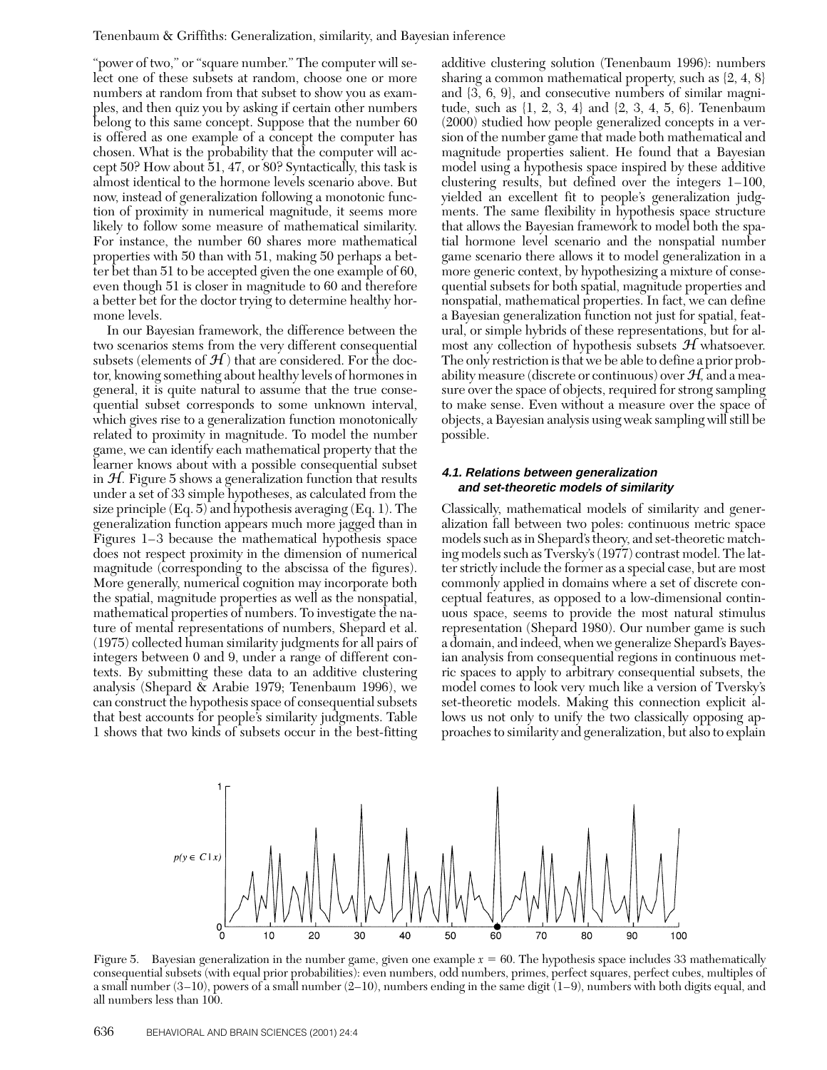"power of two," or "square number." The computer will select one of these subsets at random, choose one or more numbers at random from that subset to show you as examples, and then quiz you by asking if certain other numbers belong to this same concept. Suppose that the number 60 is offered as one example of a concept the computer has chosen. What is the probability that the computer will accept 50? How about 51, 47, or 80? Syntactically, this task is almost identical to the hormone levels scenario above. But now, instead of generalization following a monotonic function of proximity in numerical magnitude, it seems more likely to follow some measure of mathematical similarity. For instance, the number 60 shares more mathematical properties with 50 than with 51, making 50 perhaps a better bet than 51 to be accepted given the one example of 60, even though 51 is closer in magnitude to 60 and therefore a better bet for the doctor trying to determine healthy hormone levels.

In our Bayesian framework, the difference between the two scenarios stems from the very different consequential subsets (elements of $\mathcal{H}$) that are considered. For the doctor, knowing something about healthy levels of hormones in general, it is quite natural to assume that the true consequential subset corresponds to some unknown interval, which gives rise to a generalization function monotonically related to proximity in magnitude. To model the number game, we can identify each mathematical property that the learner knows about with a possible consequential subset in $\mathcal{H}$. Figure 5 shows a generalization function that results under a set of 33 simple hypotheses, as calculated from the size principle (Eq. 5) and hypothesis averaging (Eq. 1). The generalization function appears much more jagged than in Figures 1–3 because the mathematical hypothesis space does not respect proximity in the dimension of numerical magnitude (corresponding to the abscissa of the figures). More generally, numerical cognition may incorporate both the spatial, magnitude properties as well as the nonspatial, mathematical properties of numbers. To investigate the nature of mental representations of numbers, Shepard et al. (1975) collected human similarity judgments for all pairs of integers between 0 and 9, under a range of different contexts. By submitting these data to an additive clustering analysis (Shepard & Arabie 1979; Tenenbaum 1996), we can construct the hypothesis space of consequential subsets that best accounts for people's similarity judgments. Table 1 shows that two kinds of subsets occur in the best-fitting additive clustering solution (Tenenbaum 1996): numbers sharing a common mathematical property, such as {2, 4, 8} and {3, 6, 9}, and consecutive numbers of similar magnitude, such as {1, 2, 3, 4} and {2, 3, 4, 5, 6}. Tenenbaum (2000) studied how people generalized concepts in a version of the number game that made both mathematical and magnitude properties salient. He found that a Bayesian model using a hypothesis space inspired by these additive clustering results, but defined over the integers 1–100, yielded an excellent fit to people's generalization judgments. The same flexibility in hypothesis space structure that allows the Bayesian framework to model both the spatial hormone level scenario and the nonspatial number game scenario there allows it to model generalization in a more generic context, by hypothesizing a mixture of consequential subsets for both spatial, magnitude properties and nonspatial, mathematical properties. In fact, we can define a Bayesian generalization function not just for spatial, featural, or simple hybrids of these representations, but for almost any collection of hypothesis subsets $\mathcal{H}$ whatsoever. The only restriction is that we be able to define a prior probability measure (discrete or continuous) over $\mathcal{H}$, and a measure over the space of objects, required for strong sampling to make sense. Even without a measure over the space of objects, a Bayesian analysis using weak sampling will still be possible.

### 4.1. Relations between generalization and set-theoretic models of similarity

Classically, mathematical models of similarity and generalization fall between two poles: continuous metric space models such as in Shepard's theory, and set-theoretic matching models such as Tversky's (1977) contrast model. The latter strictly include the former as a special case, but are most commonly applied in domains where a set of discrete conceptual features, as opposed to a low-dimensional continuous space, seems to provide the most natural stimulus representation (Shepard 1980). Our number game is such a domain, and indeed, when we generalize Shepard's Bayesian analysis from consequential regions in continuous metric spaces to apply to arbitrary consequential subsets, the model comes to look very much like a version of Tversky's set-theoretic models. Making this connection explicit allows us not only to unify the two classically opposing approaches to similarity and generalization, but also to explain

Figure 5. Bayesian generalization in the number game, given one example $x = 60$. The hypothesis space includes 33 mathematically consequential subsets (with equal prior probabilities): even numbers, odd numbers, primes, perfect squares, perfect cubes, multiples of a small number (3–10), powers of a small number (2–10), numbers ending in the same digit (1–9), numbers with both digits equal, and all numbers less than 100.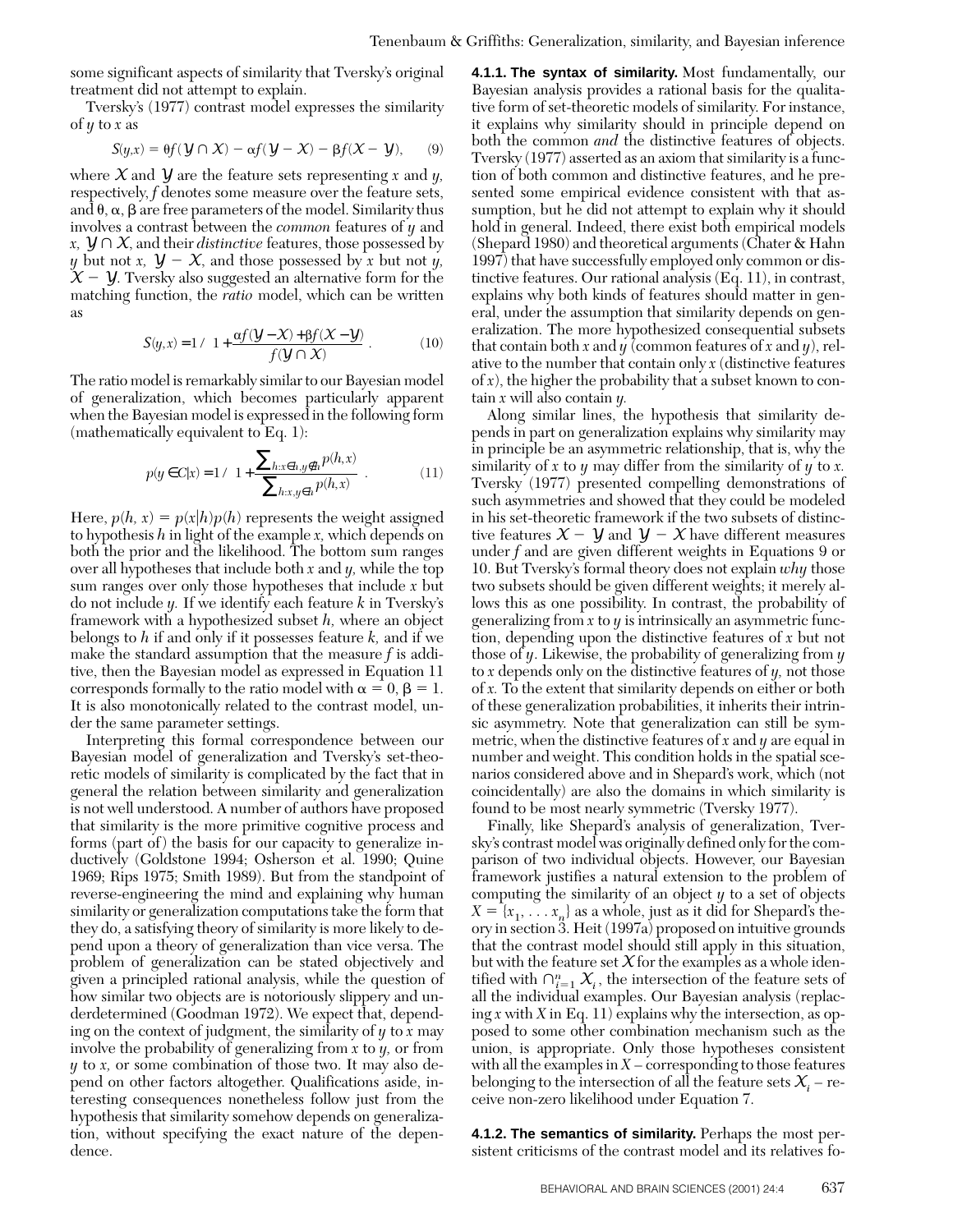some significant aspects of similarity that Tversky's original treatment did not attempt to explain.

Tversky's (1977) contrast model expresses the similarity of $y$ to $x$ as

$$S(y,x) = \theta f(\mathcal{Y} \cap \mathcal{X}) - \alpha f(\mathcal{Y} - \mathcal{X}) - \beta f(\mathcal{X} - \mathcal{Y}), \qquad (9)$$

where $\mathcal{X}$ and $\mathcal{Y}$ are the feature sets representing $x$ and $y$, respectively, $f$ denotes some measure over the feature sets, and $\theta$, $\alpha$, $\beta$ are free parameters of the model. Similarity thus involves a contrast between the *common* features of $y$ and $x$, $\mathcal{Y} \cap \mathcal{X}$, and their *distinctive* features, those possessed by $y$ but not $x$, $\mathcal{Y} - \mathcal{X}$, and those possessed by $x$ but not $y$, $\mathcal{X} - \mathcal{Y}$. Tversky also suggested an alternative form for the matching function, the *ratio* model, which can be written as

$$S(y,x) = 1 \Big/ \left[1 + \frac{\alpha f(\mathcal{Y} - \mathcal{X}) + \beta f(\mathcal{X} - \mathcal{Y})}{f(\mathcal{Y} \cap \mathcal{X})}\right]. \qquad (10)$$

The ratio model is remarkably similar to our Bayesian model of generalization, which becomes particularly apparent when the Bayesian model is expressed in the following form (mathematically equivalent to Eq. 1):

$$p(y \in C|x) = 1 \Big/ \left[1 + \frac{\sum_{h:x \in h, y \notin h} p(h,x)}{\sum_{h:x,y \in h} p(h,x)}\right]. \qquad (11)$$

Here, $p(h, x) = p(x|h)p(h)$ represents the weight assigned to hypothesis $h$ in light of the example $x$, which depends on both the prior and the likelihood. The bottom sum ranges over all hypotheses that include both $x$ and $y$, while the top sum ranges over only those hypotheses that include $x$ but do not include $y$. If we identify each feature $k$ in Tversky's framework with a hypothesized subset $h$, where an object belongs to $h$ if and only if it possesses feature $k$, and if we make the standard assumption that the measure $f$ is additive, then the Bayesian model as expressed in Equation 11 corresponds formally to the ratio model with $\alpha = 0$, $\beta = 1$. It is also monotonically related to the contrast model, under the same parameter settings.

Interpreting this formal correspondence between our Bayesian model of generalization and Tversky's set-theoretic models of similarity is complicated by the fact that in general the relation between similarity and generalization is not well understood. A number of authors have proposed that similarity is the more primitive cognitive process and forms (part of) the basis for our capacity to generalize inductively (Goldstone 1994; Osherson et al. 1990; Quine 1969; Rips 1975; Smith 1989). But from the standpoint of reverse-engineering the mind and explaining why human similarity or generalization computations take the form that they do, a satisfying theory of similarity is more likely to depend upon a theory of generalization than vice versa. The problem of generalization can be stated objectively and given a principled rational analysis, while the question of how similar two objects are is notoriously slippery and underdetermined (Goodman 1972). We expect that, depending on the context of judgment, the similarity of $y$ to $x$ may involve the probability of generalizing from $x$ to $y$, or from $y$ to $x$, or some combination of those two. It may also depend on other factors altogether. Qualifications aside, interesting consequences nonetheless follow just from the hypothesis that similarity somehow depends on generalization, without specifying the exact nature of the dependence.

**4.1.1. The syntax of similarity.** Most fundamentally, our Bayesian analysis provides a rational basis for the qualitative form of set-theoretic models of similarity. For instance, it explains why similarity should in principle depend on both the common *and* the distinctive features of objects. Tversky (1977) asserted as an axiom that similarity is a function of both common and distinctive features, and he presented some empirical evidence consistent with that assumption, but he did not attempt to explain why it should hold in general. Indeed, there exist both empirical models (Shepard 1980) and theoretical arguments (Chater & Hahn 1997) that have successfully employed only common or distinctive features. Our rational analysis (Eq. 11), in contrast, explains why both kinds of features should matter in general, under the assumption that similarity depends on generalization. The more hypothesized consequential subsets that contain both $x$ and $y$ (common features of $x$ and $y$), relative to the number that contain only $x$ (distinctive features of $x$), the higher the probability that a subset known to contain $x$ will also contain $y$.

Along similar lines, the hypothesis that similarity depends in part on generalization explains why similarity may in principle be an asymmetric relationship, that is, why the similarity of $x$ to $y$ may differ from the similarity of $y$ to $x$. Tversky (1977) presented compelling demonstrations of such asymmetries and showed that they could be modeled in his set-theoretic framework if the two subsets of distinctive features $\mathcal{X} - \mathcal{Y}$ and $\mathcal{Y} - \mathcal{X}$ have different measures under $f$ and are given different weights in Equations 9 or 10. But Tversky's formal theory does not explain *why* those two subsets should be given different weights; it merely allows this as one possibility. In contrast, the probability of generalizing from $x$ to $y$ is intrinsically an asymmetric function, depending upon the distinctive features of $x$ but not those of $y$. Likewise, the probability of generalizing from $y$ to $x$ depends only on the distinctive features of $y$, not those of $x$. To the extent that similarity depends on either or both of these generalization probabilities, it inherits their intrinsic asymmetry. Note that generalization can still be symmetric, when the distinctive features of $x$ and $y$ are equal in number and weight. This condition holds in the spatial scenarios considered above and in Shepard's work, which (not coincidentally) are also the domains in which similarity is found to be most nearly symmetric (Tversky 1977).

Finally, like Shepard's analysis of generalization, Tversky's contrast model was originally defined only for the comparison of two individual objects. However, our Bayesian framework justifies a natural extension to the problem of computing the similarity of an object $y$ to a set of objects $X = \{x_1, \ldots x_n\}$ as a whole, just as it did for Shepard's theory in section 3. Heit (1997a) proposed on intuitive grounds that the contrast model should still apply in this situation, but with the feature set $\mathcal{X}$ for the examples as a whole identified with $\cap_{i=1}^{n} \mathcal{X}_i$, the intersection of the feature sets of all the individual examples. Our Bayesian analysis (replacing $x$ with $X$ in Eq. 11) explains why the intersection, as opposed to some other combination mechanism such as the union, is appropriate. Only those hypotheses consistent with all the examples in $X$ – corresponding to those features belonging to the intersection of all the feature sets $\mathcal{X}_i$ – receive non-zero likelihood under Equation 7.

**4.1.2. The semantics of similarity.** Perhaps the most persistent criticisms of the contrast model and its relatives fo-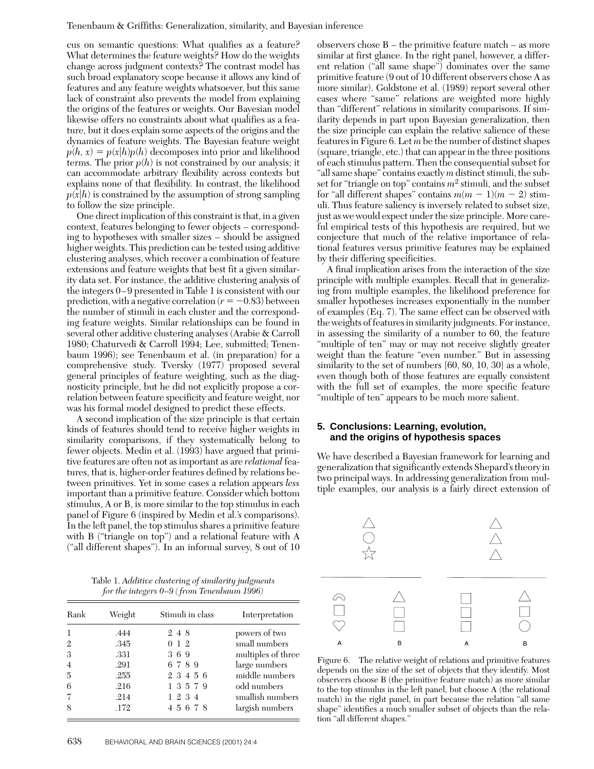cus on semantic questions: What qualifies as a feature? What determines the feature weights? How do the weights change across judgment contexts? The contrast model has such broad explanatory scope because it allows any kind of features and any feature weights whatsoever, but this same lack of constraint also prevents the model from explaining the origins of the features or weights. Our Bayesian model likewise offers no constraints about what qualifies as a feature, but it does explain some aspects of the origins and the dynamics of feature weights. The Bayesian feature weight $p(h, x) = p(x|h)p(h)$ decomposes into prior and likelihood terms. The prior $p(h)$ is not constrained by our analysis; it can accommodate arbitrary flexibility across contexts but explains none of that flexibility. In contrast, the likelihood $p(x|h)$ is constrained by the assumption of strong sampling to follow the size principle.

One direct implication of this constraint is that, in a given context, features belonging to fewer objects – corresponding to hypotheses with smaller sizes – should be assigned higher weights. This prediction can be tested using additive clustering analyses, which recover a combination of feature extensions and feature weights that best fit a given similarity data set. For instance, the additive clustering analysis of the integers 0–9 presented in Table 1 is consistent with our prediction, with a negative correlation ($r = -0.83$) between the number of stimuli in each cluster and the corresponding feature weights. Similar relationships can be found in several other additive clustering analyses (Arabie & Carroll 1980; Chaturvedi & Carroll 1994; Lee, submitted; Tenenbaum 1996); see Tenenbaum et al. (in preparation) for a comprehensive study. Tversky (1977) proposed several general principles of feature weighting, such as the diagnosticity principle, but he did not explicitly propose a correlation between feature specificity and feature weight, nor was his formal model designed to predict these effects.

A second implication of the size principle is that certain kinds of features should tend to receive higher weights in similarity comparisons, if they systematically belong to fewer objects. Medin et al. (1993) have argued that primitive features are often not as important as are *relational* features, that is, higher-order features defined by relations between primitives. Yet in some cases a relation appears *less* important than a primitive feature. Consider which bottom stimulus, A or B, is more similar to the top stimulus in each panel of Figure 6 (inspired by Medin et al.'s comparisons). In the left panel, the top stimulus shares a primitive feature with B ("triangle on top") and a relational feature with A ("all different shapes"). In an informal survey, 8 out of 10 observers chose B – the primitive feature match – as more similar at first glance. In the right panel, however, a different relation ("all same shape") dominates over the same primitive feature (9 out of 10 different observers chose A as more similar). Goldstone et al. (1989) report several other cases where "same" relations are weighted more highly than "different" relations in similarity comparisons. If similarity depends in part upon Bayesian generalization, then the size principle can explain the relative salience of these features in Figure 6. Let $m$ be the number of distinct shapes (square, triangle, etc.) that can appear in the three positions of each stimulus pattern. Then the consequential subset for "all same shape" contains exactly $m$ distinct stimuli, the subset for "triangle on top" contains $m^2$ stimuli, and the subset for "all different shapes" contains $m(m-1)(m-2)$ stimuli. Thus feature saliency is inversely related to subset size, just as we would expect under the size principle. More careful empirical tests of this hypothesis are required, but we conjecture that much of the relative importance of relational features versus primitive features may be explained by their differing specificities.

A final implication arises from the interaction of the size principle with multiple examples. Recall that in generalizing from multiple examples, the likelihood preference for smaller hypotheses increases exponentially in the number of examples (Eq. 7). The same effect can be observed with the weights of features in similarity judgments. For instance, in assessing the similarity of a number to 60, the feature "multiple of ten" may or may not receive slightly greater weight than the feature "even number." But in assessing similarity to the set of numbers {60, 80, 10, 30} as a whole, even though both of those features are equally consistent with the full set of examples, the more specific feature "multiple of ten" appears to be much more salient.

Table 1. *Additive clustering of similarity judgments for the integers 0–9 (from Tenenbaum 1996)*

| Rank | Weight | Stimuli in class | Interpretation |
|---|---|---|---|
| 1 | .444 | 2 4 8 | powers of two |
| 2 | .345 | 0 1 2 | small numbers |
| 3 | .331 | 3 6 9 | multiples of three |
| 4 | .291 | 6 7 8 9 | large numbers |
| 5 | .255 | 2 3 4 5 6 | middle numbers |
| 6 | .216 | 1 3 5 7 9 | odd numbers |
| 7 | .214 | 1 2 3 4 | smallish numbers |
| 8 | .172 | 4 5 6 7 8 | largish numbers |

Figure 6. The relative weight of relations and primitive features depends on the size of the set of objects that they identify. Most observers choose B (the primitive feature match) as more similar to the top stimulus in the left panel, but choose A (the relational match) in the right panel, in part because the relation "all same shape" identifies a much smaller subset of objects than the relation "all different shapes."

## 5. Conclusions: Learning, evolution, and the origins of hypothesis spaces

We have described a Bayesian framework for learning and generalization that significantly extends Shepard's theory in two principal ways. In addressing generalization from multiple examples, our analysis is a fairly direct extension of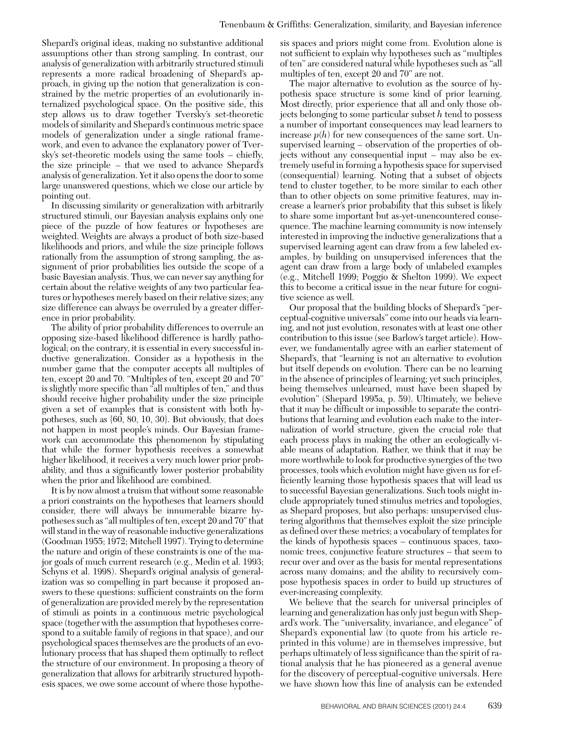Shepard's original ideas, making no substantive additional assumptions other than strong sampling. In contrast, our analysis of generalization with arbitrarily structured stimuli represents a more radical broadening of Shepard's approach, in giving up the notion that generalization is constrained by the metric properties of an evolutionarily internalized psychological space. On the positive side, this step allows us to draw together Tversky's set-theoretic models of similarity and Shepard's continuous metric space models of generalization under a single rational framework, and even to advance the explanatory power of Tversky's set-theoretic models using the same tools – chiefly, the size principle – that we used to advance Shepard's analysis of generalization. Yet it also opens the door to some large unanswered questions, which we close our article by pointing out.

In discussing similarity or generalization with arbitrarily structured stimuli, our Bayesian analysis explains only one piece of the puzzle of how features or hypotheses are weighted. Weights are always a product of both size-based likelihoods and priors, and while the size principle follows rationally from the assumption of strong sampling, the assignment of prior probabilities lies outside the scope of a basic Bayesian analysis. Thus, we can never say anything for certain about the relative weights of any two particular features or hypotheses merely based on their relative sizes; any size difference can always be overruled by a greater difference in prior probability.

The ability of prior probability differences to overrule an opposing size-based likelihood difference is hardly pathological; on the contrary, it is essential in every successful inductive generalization. Consider as a hypothesis in the number game that the computer accepts all multiples of ten, except 20 and 70. "Multiples of ten, except 20 and 70" is slightly more specific than "all multiples of ten," and thus should receive higher probability under the size principle given a set of examples that is consistent with both hypotheses, such as {60, 80, 10, 30}. But obviously, that does not happen in most people's minds. Our Bayesian framework can accommodate this phenomenon by stipulating that while the former hypothesis receives a somewhat higher likelihood, it receives a very much lower prior probability, and thus a significantly lower posterior probability when the prior and likelihood are combined.

It is by now almost a truism that without some reasonable a priori constraints on the hypotheses that learners should consider, there will always be innumerable bizarre hypotheses such as "all multiples of ten, except 20 and 70" that will stand in the way of reasonable inductive generalizations (Goodman 1955; 1972; Mitchell 1997). Trying to determine the nature and origin of these constraints is one of the major goals of much current research (e.g., Medin et al. 1993; Schyns et al. 1998). Shepard's original analysis of generalization was so compelling in part because it proposed answers to these questions: sufficient constraints on the form of generalization are provided merely by the representation of stimuli as points in a continuous metric psychological space (together with the assumption that hypotheses correspond to a suitable family of regions in that space), and our psychological spaces themselves are the products of an evolutionary process that has shaped them optimally to reflect the structure of our environment. In proposing a theory of generalization that allows for arbitrarily structured hypothesis spaces, we owe some account of where those hypothesis spaces and priors might come from. Evolution alone is not sufficient to explain why hypotheses such as "multiples of ten" are considered natural while hypotheses such as "all multiples of ten, except 20 and 70" are not.

The major alternative to evolution as the source of hypothesis space structure is some kind of prior learning. Most directly, prior experience that all and only those objects belonging to some particular subset $h$ tend to possess a number of important consequences may lead learners to increase $p(h)$ for new consequences of the same sort. Unsupervised learning – observation of the properties of objects without any consequential input – may also be extremely useful in forming a hypothesis space for supervised (consequential) learning. Noting that a subset of objects tend to cluster together, to be more similar to each other than to other objects on some primitive features, may increase a learner's prior probability that this subset is likely to share some important but as-yet-unencountered consequence. The machine learning community is now intensely interested in improving the inductive generalizations that a supervised learning agent can draw from a few labeled examples, by building on unsupervised inferences that the agent can draw from a large body of unlabeled examples (e.g., Mitchell 1999; Poggio & Shelton 1999). We expect this to become a critical issue in the near future for cognitive science as well.

Our proposal that the building blocks of Shepard's "perceptual-cognitive universals" come into our heads via learning, and not just evolution, resonates with at least one other contribution to this issue (see Barlow's target article). However, we fundamentally agree with an earlier statement of Shepard's, that "learning is not an alternative to evolution but itself depends on evolution. There can be no learning in the absence of principles of learning; yet such principles, being themselves unlearned, must have been shaped by evolution" (Shepard 1995a, p. 59). Ultimately, we believe that it may be difficult or impossible to separate the contributions that learning and evolution each make to the internalization of world structure, given the crucial role that each process plays in making the other an ecologically viable means of adaptation. Rather, we think that it may be more worthwhile to look for productive synergies of the two processes, tools which evolution might have given us for efficiently learning those hypothesis spaces that will lead us to successful Bayesian generalizations. Such tools might include appropriately tuned stimulus metrics and topologies, as Shepard proposes, but also perhaps: unsupervised clustering algorithms that themselves exploit the size principle as defined over these metrics; a vocabulary of templates for the kinds of hypothesis spaces – continuous spaces, taxonomic trees, conjunctive feature structures – that seem to recur over and over as the basis for mental representations across many domains; and the ability to recursively compose hypothesis spaces in order to build up structures of ever-increasing complexity.

We believe that the search for universal principles of learning and generalization has only just begun with Shepard's work. The "universality, invariance, and elegance" of Shepard's exponential law (to quote from his article reprinted in this volume) are in themselves impressive, but perhaps ultimately of less significance than the spirit of rational analysis that he has pioneered as a general avenue for the discovery of perceptual-cognitive universals. Here we have shown how this line of analysis can be extended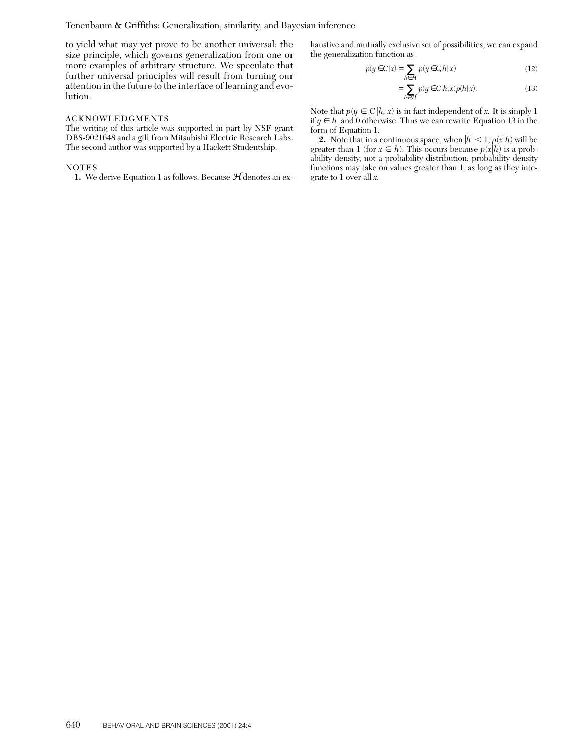to yield what may yet prove to be another universal: the size principle, which governs generalization from one or more examples of arbitrary structure. We speculate that further universal principles will result from turning our attention in the future to the interface of learning and evolution.

## ACKNOWLEDGMENTS

The writing of this article was supported in part by NSF grant DBS-9021648 and a gift from Mitsubishi Electric Research Labs. The second author was supported by a Hackett Studentship.

## NOTES

**1.** We derive Equation 1 as follows. Because $\mathcal{H}$ denotes an exhaustive and mutually exclusive set of possibilities, we can expand the generalization function as

$$p(y \in C|x) = \sum_{h \in \mathcal{H}} p(y \in C, h|x) \tag{12}$$

$$= \sum_{h \in \mathcal{H}} p(y \in C|h, x) p(h|x). \tag{13}$$

Note that $p(y \in C|h, x)$ is in fact independent of $x$. It is simply 1 if $y \in h$, and 0 otherwise. Thus we can rewrite Equation 13 in the form of Equation 1.

**2.** Note that in a continuous space, when $|h| < 1$, $p(x|h)$ will be greater than 1 (for $x \in h$). This occurs because $p(x|h)$ is a probability density, not a probability distribution; probability density functions may take on values greater than 1, as long as they integrate to 1 over all $x$.